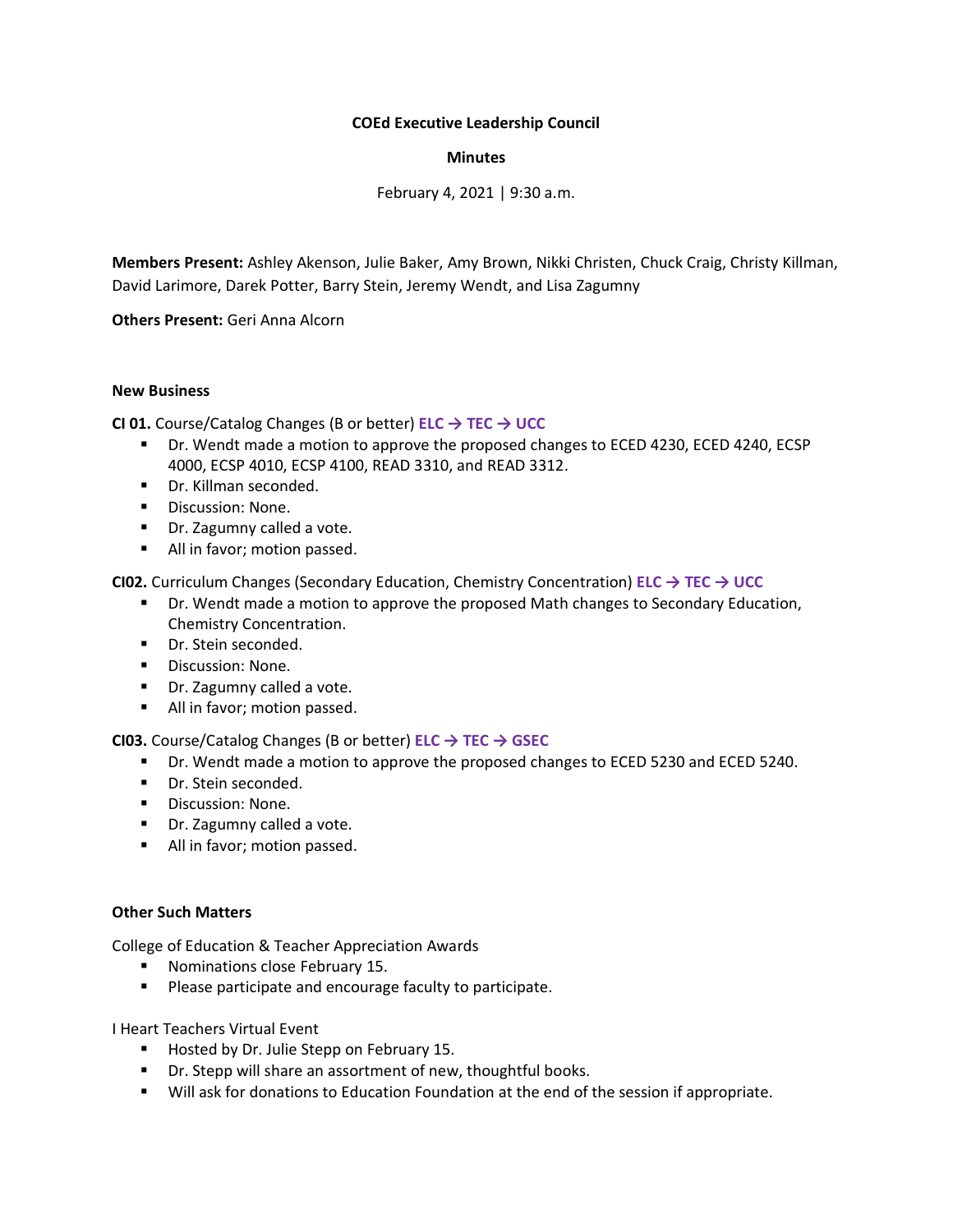**COEd Executive Leadership Council**

**Minutes**

February 4, 2021 | 9:30 a.m.

**Members Present:** Ashley Akenson, Julie Baker, Amy Brown, Nikki Christen, Chuck Craig, Christy Killman, David Larimore, Darek Potter, Barry Stein, Jeremy Wendt, and Lisa Zagumny

**Others Present:** Geri Anna Alcorn

**New Business**

**CI 01.** Course/Catalog Changes (B or better) **ELC → TEC → UCC**

- Dr. Wendt made a motion to approve the proposed changes to ECED 4230, ECED 4240, ECSP 4000, ECSP 4010, ECSP 4100, READ 3310, and READ 3312.
- Dr. Killman seconded.
- Discussion: None.
- Dr. Zagumny called a vote.
- All in favor; motion passed.

**CI02.** Curriculum Changes (Secondary Education, Chemistry Concentration) **ELC → TEC → UCC**

- Dr. Wendt made a motion to approve the proposed Math changes to Secondary Education, Chemistry Concentration.
- Dr. Stein seconded.
- Discussion: None.
- Dr. Zagumny called a vote.
- All in favor; motion passed.

**CI03.** Course/Catalog Changes (B or better) **ELC → TEC → GSEC**

- Dr. Wendt made a motion to approve the proposed changes to ECED 5230 and ECED 5240.
- Dr. Stein seconded.
- Discussion: None.
- Dr. Zagumny called a vote.
- All in favor; motion passed.

**Other Such Matters**

College of Education & Teacher Appreciation Awards

- Nominations close February 15.
- Please participate and encourage faculty to participate.

I Heart Teachers Virtual Event

- Hosted by Dr. Julie Stepp on February 15.
- Dr. Stepp will share an assortment of new, thoughtful books.
- Will ask for donations to Education Foundation at the end of the session if appropriate.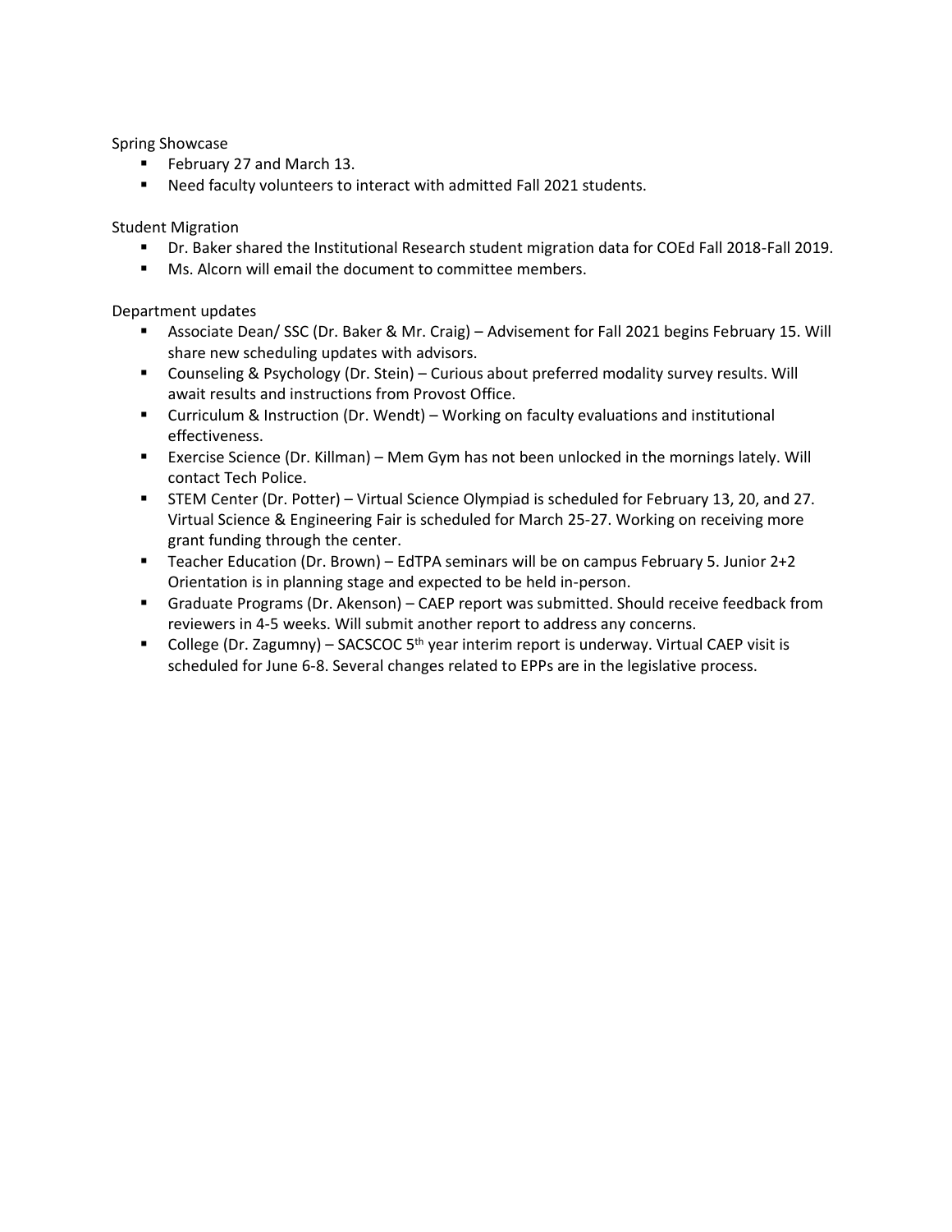Spring Showcase

- February 27 and March 13.
- Need faculty volunteers to interact with admitted Fall 2021 students.

Student Migration

- Dr. Baker shared the Institutional Research student migration data for COEd Fall 2018-Fall 2019.
- Ms. Alcorn will email the document to committee members.

Department updates

- Associate Dean/ SSC (Dr. Baker & Mr. Craig) – Advisement for Fall 2021 begins February 15. Will share new scheduling updates with advisors.
- Counseling & Psychology (Dr. Stein) – Curious about preferred modality survey results. Will await results and instructions from Provost Office.
- Curriculum & Instruction (Dr. Wendt) – Working on faculty evaluations and institutional effectiveness.
- Exercise Science (Dr. Killman) – Mem Gym has not been unlocked in the mornings lately. Will contact Tech Police.
- STEM Center (Dr. Potter) – Virtual Science Olympiad is scheduled for February 13, 20, and 27. Virtual Science & Engineering Fair is scheduled for March 25-27. Working on receiving more grant funding through the center.
- Teacher Education (Dr. Brown) – EdTPA seminars will be on campus February 5. Junior 2+2 Orientation is in planning stage and expected to be held in-person.
- Graduate Programs (Dr. Akenson) – CAEP report was submitted. Should receive feedback from reviewers in 4-5 weeks. Will submit another report to address any concerns.
- College (Dr. Zagumny) – SACSCOC 5th year interim report is underway. Virtual CAEP visit is scheduled for June 6-8. Several changes related to EPPs are in the legislative process.